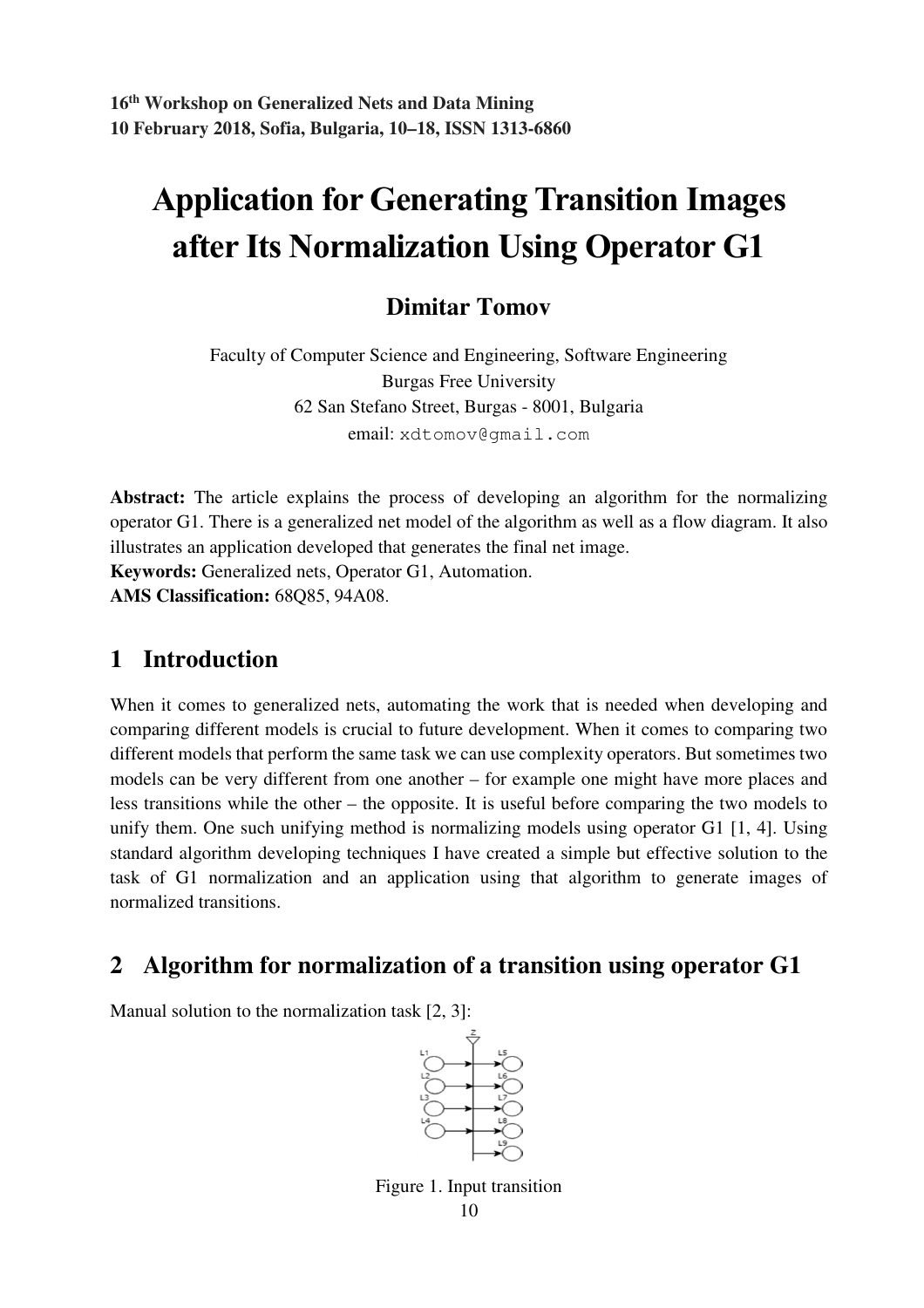**16th Workshop on Generalized Nets and Data Mining**
**10 February 2018, Sofia, Bulgaria, 10–18, ISSN 1313-6860**

# Application for Generating Transition Images after Its Normalization Using Operator G1

## Dimitar Tomov

Faculty of Computer Science and Engineering, Software Engineering
Burgas Free University
62 San Stefano Street, Burgas - 8001, Bulgaria
email: xdtomov@gmail.com

**Abstract:** The article explains the process of developing an algorithm for the normalizing operator G1. There is a generalized net model of the algorithm as well as a flow diagram. It also illustrates an application developed that generates the final net image.
**Keywords:** Generalized nets, Operator G1, Automation.
**AMS Classification:** 68Q85, 94A08.

## 1 Introduction

When it comes to generalized nets, automating the work that is needed when developing and comparing different models is crucial to future development. When it comes to comparing two different models that perform the same task we can use complexity operators. But sometimes two models can be very different from one another – for example one might have more places and less transitions while the other – the opposite. It is useful before comparing the two models to unify them. One such unifying method is normalizing models using operator G1 [1, 4]. Using standard algorithm developing techniques I have created a simple but effective solution to the task of G1 normalization and an application using that algorithm to generate images of normalized transitions.

## 2 Algorithm for normalization of a transition using operator G1

Manual solution to the normalization task [2, 3]:

Figure 1. Input transition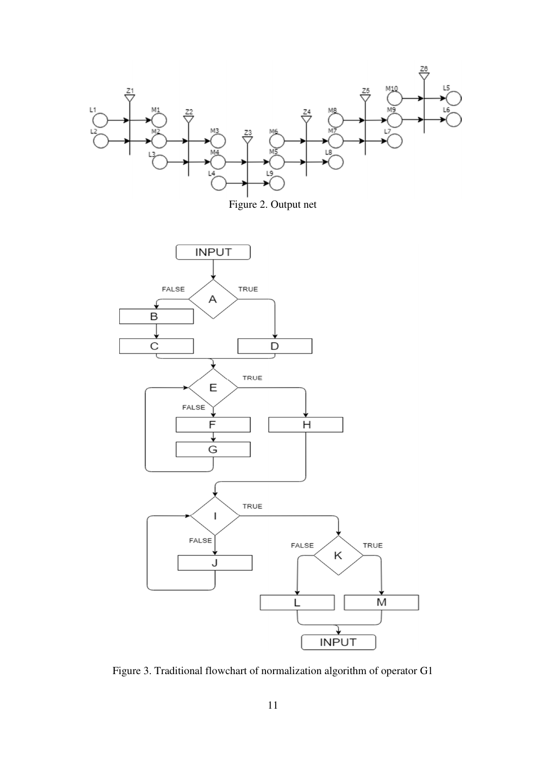Figure 2. Output net

Figure 3. Traditional flowchart of normalization algorithm of operator G1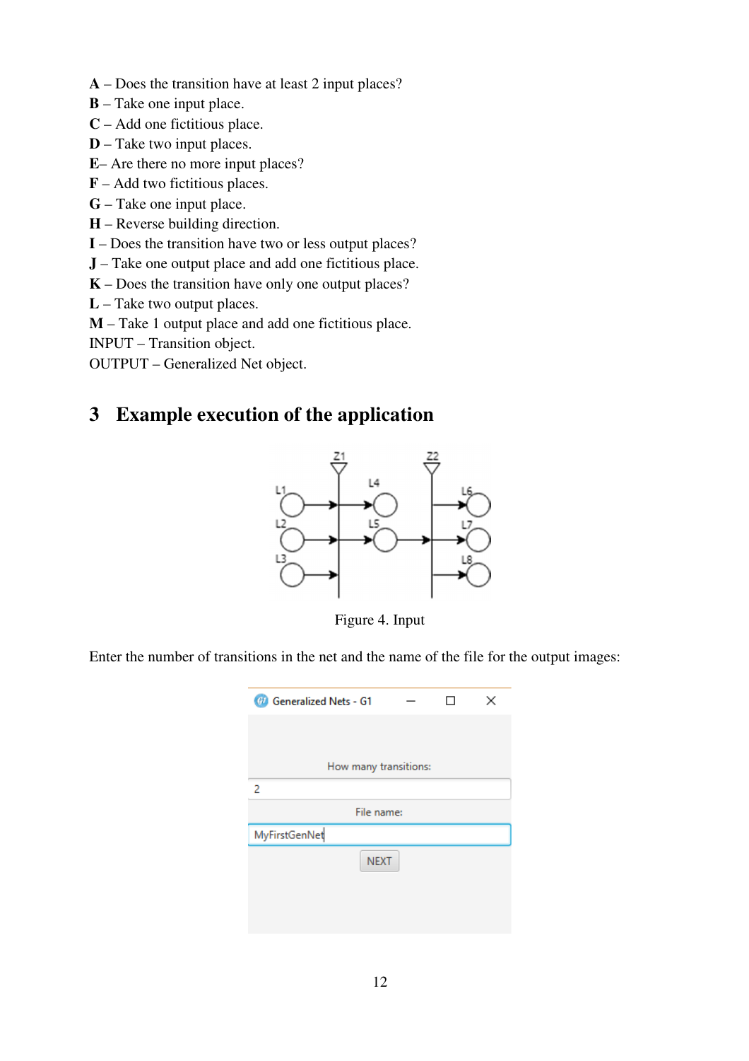**A** – Does the transition have at least 2 input places?
**B** – Take one input place.
**C** – Add one fictitious place.
**D** – Take two input places.
**E**– Are there no more input places?
**F** – Add two fictitious places.
**G** – Take one input place.
**H** – Reverse building direction.
**I** – Does the transition have two or less output places?
**J** – Take one output place and add one fictitious place.
**K** – Does the transition have only one output places?
**L** – Take two output places.
**M** – Take 1 output place and add one fictitious place.
INPUT – Transition object.
OUTPUT – Generalized Net object.

## 3 Example execution of the application

Figure 4. Input

Enter the number of transitions in the net and the name of the file for the output images: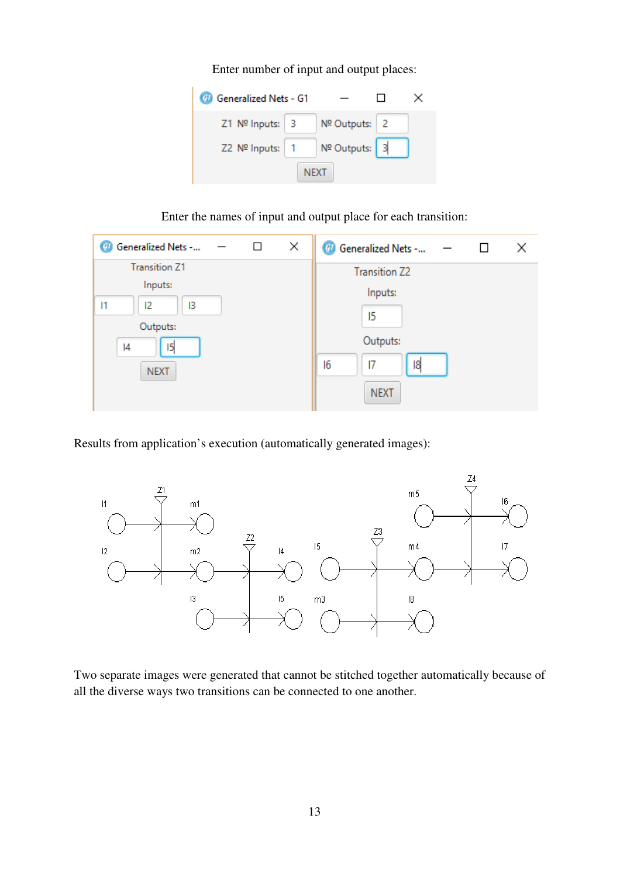Enter number of input and output places:

Enter the names of input and output place for each transition:

Results from application's execution (automatically generated images):

Two separate images were generated that cannot be stitched together automatically because of all the diverse ways two transitions can be connected to one another.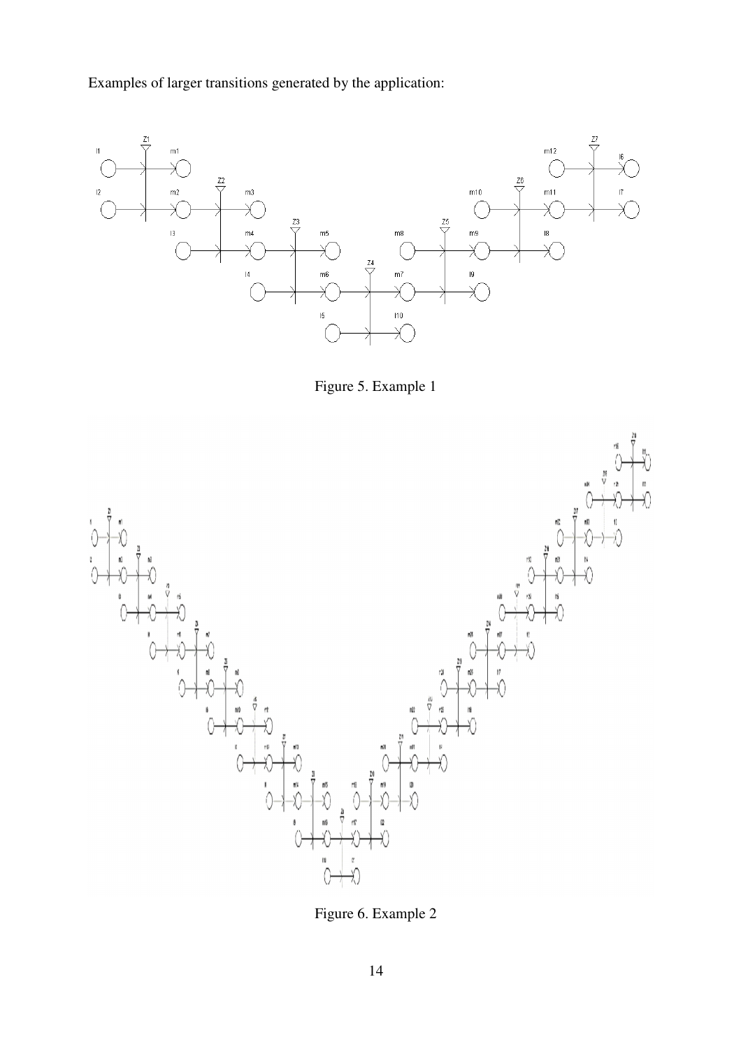Examples of larger transitions generated by the application:

Figure 5. Example 1

Figure 6. Example 2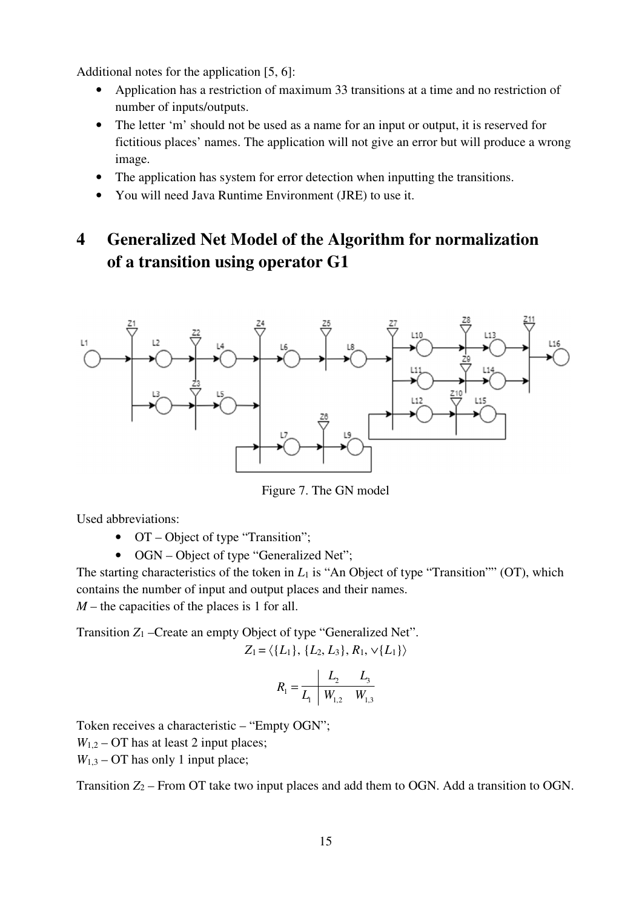Additional notes for the application [5, 6]:

- Application has a restriction of maximum 33 transitions at a time and no restriction of number of inputs/outputs.
- The letter ‘m’ should not be used as a name for an input or output, it is reserved for fictitious places’ names. The application will not give an error but will produce a wrong image.
- The application has system for error detection when inputting the transitions.
- You will need Java Runtime Environment (JRE) to use it.

# 4 Generalized Net Model of the Algorithm for normalization of a transition using operator G1

Figure 7. The GN model

Used abbreviations:

- OT – Object of type “Transition”;
- OGN – Object of type “Generalized Net”;

The starting characteristics of the token in $L_1$ is “An Object of type “Transition”” (OT), which contains the number of input and output places and their names.

$M$ – the capacities of the places is 1 for all.

Transition $Z_1$ –Create an empty Object of type “Generalized Net”.

$$Z_1 = \langle \{L_1\}, \{L_2, L_3\}, R_1, \vee\{L_1\} \rangle$$

$$R_1 = \begin{array}{c|cc} & L_2 & L_3 \\ \hline L_1 & W_{1,2} & W_{1,3} \end{array}$$

Token receives a characteristic – “Empty OGN”;

$W_{1,2}$ – OT has at least 2 input places;

$W_{1,3}$ – OT has only 1 input place;

Transition $Z_2$ – From OT take two input places and add them to OGN. Add a transition to OGN.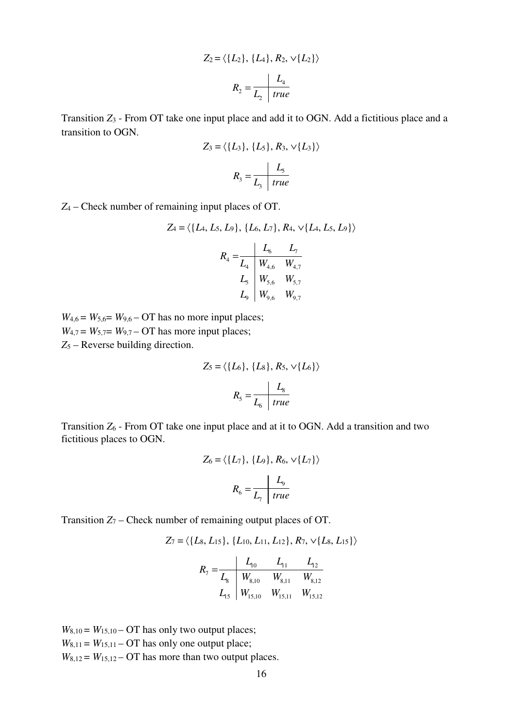$$Z_2 = \langle \{L_2\}, \{L_4\}, R_2, \vee\{L_2\} \rangle$$

$$R_2 = \begin{array}{c|c} & L_4 \\ \hline L_2 & true \end{array}$$

Transition $Z_3$ - From OT take one input place and add it to OGN. Add a fictitious place and a transition to OGN.

$$Z_3 = \langle \{L_3\}, \{L_5\}, R_3, \vee\{L_3\} \rangle$$

$$R_3 = \begin{array}{c|c} & L_5 \\ \hline L_3 & true \end{array}$$

$Z_4$ – Check number of remaining input places of OT.

$$Z_4 = \langle \{L_4, L_5, L_9\}, \{L_6, L_7\}, R_4, \vee\{L_4, L_5, L_9\} \rangle$$

$$R_4 = \begin{array}{c|cc} & L_6 & L_7 \\ \hline L_4 & W_{4,6} & W_{4,7} \\ L_5 & W_{5,6} & W_{5,7} \\ L_9 & W_{9,6} & W_{9,7} \end{array}$$

$W_{4,6} = W_{5,6} = W_{9,6}$ – OT has no more input places;
$W_{4,7} = W_{5,7} = W_{9,7}$ – OT has more input places;
$Z_5$ – Reverse building direction.

$$Z_5 = \langle \{L_6\}, \{L_8\}, R_5, \vee\{L_6\} \rangle$$

$$R_5 = \begin{array}{c|c} & L_8 \\ \hline L_6 & true \end{array}$$

Transition $Z_6$ - From OT take one input place and at it to OGN. Add a transition and two fictitious places to OGN.

$$Z_6 = \langle \{L_7\}, \{L_9\}, R_6, \vee\{L_7\} \rangle$$

$$R_6 = \begin{array}{c|c} & L_9 \\ \hline L_7 & true \end{array}$$

Transition $Z_7$ – Check number of remaining output places of OT.

$$Z_7 = \langle \{L_8, L_{15}\}, \{L_{10}, L_{11}, L_{12}\}, R_7, \vee\{L_8, L_{15}\} \rangle$$

$$R_7 = \begin{array}{c|ccc} & L_{10} & L_{11} & L_{12} \\ \hline L_8 & W_{8,10} & W_{8,11} & W_{8,12} \\ L_{15} & W_{15,10} & W_{15,11} & W_{15,12} \end{array}$$

$W_{8,10} = W_{15,10}$ – OT has only two output places;
$W_{8,11} = W_{15,11}$ – OT has only one output place;
$W_{8,12} = W_{15,12}$ – OT has more than two output places.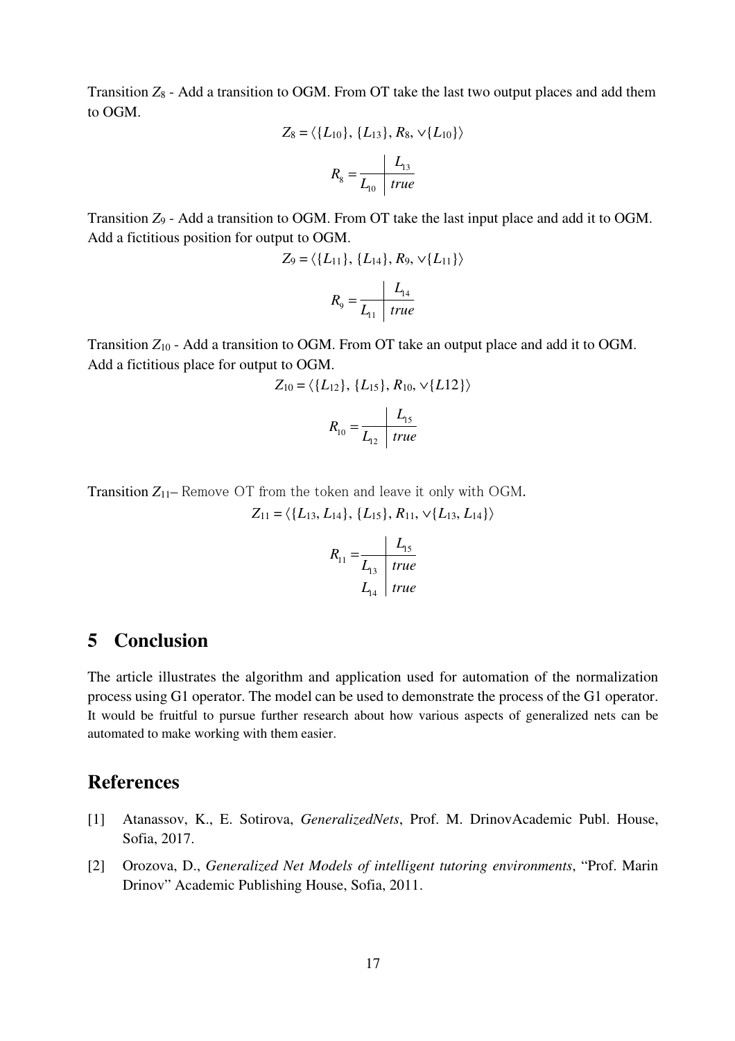Transition $Z_8$ - Add a transition to OGM. From OT take the last two output places and add them to OGM.

$$Z_8 = \langle \{L_{10}\}, \{L_{13}\}, R_8, \vee\{L_{10}\} \rangle$$

$$R_8 = \begin{array}{c|c} & L_{13} \\ \hline L_{10} & true \end{array}$$

Transition $Z_9$ - Add a transition to OGM. From OT take the last input place and add it to OGM. Add a fictitious position for output to OGM.

$$Z_9 = \langle \{L_{11}\}, \{L_{14}\}, R_9, \vee\{L_{11}\} \rangle$$

$$R_9 = \begin{array}{c|c} & L_{14} \\ \hline L_{11} & true \end{array}$$

Transition $Z_{10}$ - Add a transition to OGM. From OT take an output place and add it to OGM. Add a fictitious place for output to OGM.

$$Z_{10} = \langle \{L_{12}\}, \{L_{15}\}, R_{10}, \vee\{L12\} \rangle$$

$$R_{10} = \begin{array}{c|c} & L_{15} \\ \hline L_{12} & true \end{array}$$

Transition $Z_{11}$– Remove OT from the token and leave it only with OGM.

$$Z_{11} = \langle \{L_{13}, L_{14}\}, \{L_{15}\}, R_{11}, \vee\{L_{13}, L_{14}\} \rangle$$

$$R_{11} = \begin{array}{c|c} & L_{15} \\ \hline L_{13} & true \\ L_{14} & true \end{array}$$

## 5 Conclusion

The article illustrates the algorithm and application used for automation of the normalization process using G1 operator. The model can be used to demonstrate the process of the G1 operator. It would be fruitful to pursue further research about how various aspects of generalized nets can be automated to make working with them easier.

## References

[1] Atanassov, K., E. Sotirova, *GeneralizedNets*, Prof. M. DrinovAcademic Publ. House, Sofia, 2017.

[2] Orozova, D., *Generalized Net Models of intelligent tutoring environments*, "Prof. Marin Drinov" Academic Publishing House, Sofia, 2011.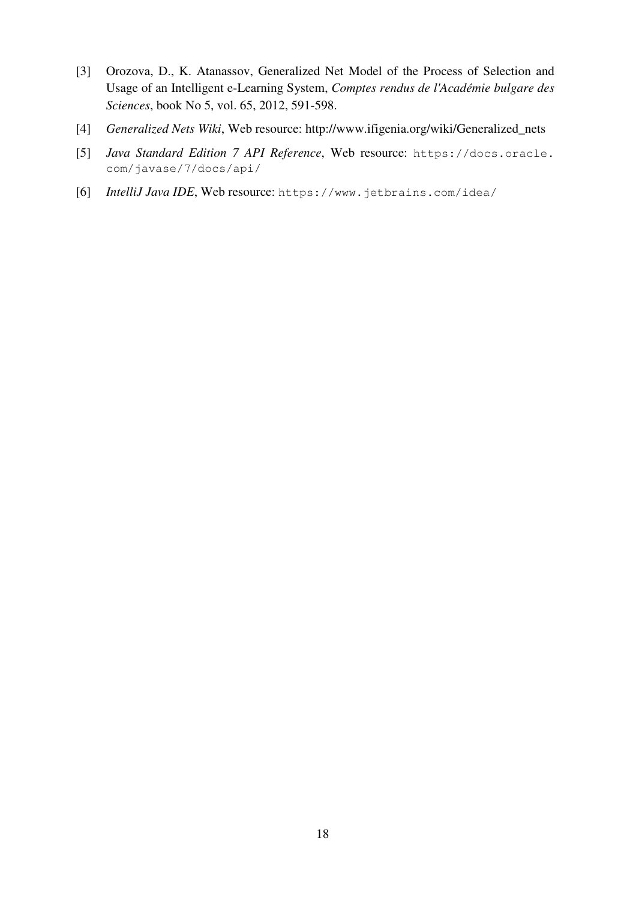[3] Orozova, D., K. Atanassov, Generalized Net Model of the Process of Selection and Usage of an Intelligent e-Learning System, *Comptes rendus de l'Académie bulgare des Sciences*, book No 5, vol. 65, 2012, 591-598.

[4] *Generalized Nets Wiki*, Web resource: http://www.ifigenia.org/wiki/Generalized_nets

[5] *Java Standard Edition 7 API Reference*, Web resource: `https://docs.oracle.com/javase/7/docs/api/`

[6] *IntelliJ Java IDE*, Web resource: `https://www.jetbrains.com/idea/`